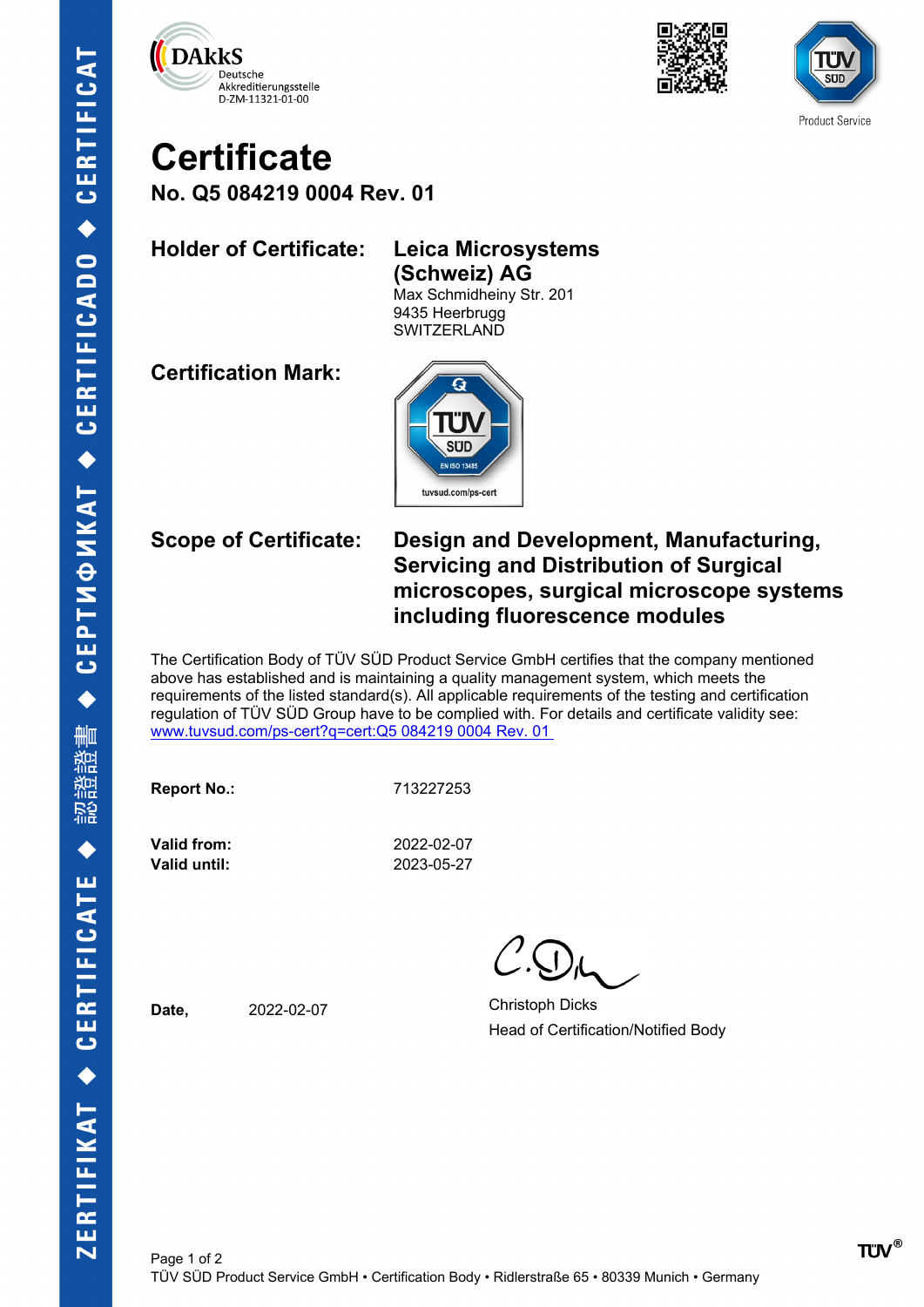DAkkS
Deutsche
Akkreditierungsstelle
D-ZM-11321-01-00

Product Service

# Certificate

## No. Q5 084219 0004 Rev. 01

**Holder of Certificate:** **Leica Microsystems (Schweiz) AG**
Max Schmidheiny Str. 201
9435 Heerbrugg
SWITZERLAND

**Certification Mark:**

TÜV SÜD
EN ISO 13485
tuvsud.com/ps-cert

**Scope of Certificate:** **Design and Development, Manufacturing, Servicing and Distribution of Surgical microscopes, surgical microscope systems including fluorescence modules**

The Certification Body of TÜV SÜD Product Service GmbH certifies that the company mentioned above has established and is maintaining a quality management system, which meets the requirements of the listed standard(s). All applicable requirements of the testing and certification regulation of TÜV SÜD Group have to be complied with. For details and certificate validity see: www.tuvsud.com/ps-cert?q=cert:Q5 084219 0004 Rev. 01

**Report No.:** 713227253

**Valid from:** 2022-02-07
**Valid until:** 2023-05-27

**Date,** 2022-02-07

Christoph Dicks
Head of Certification/Notified Body

TÜV SÜD Product Service GmbH • Certification Body • Ridlerstraße 65 • 80339 Munich • Germany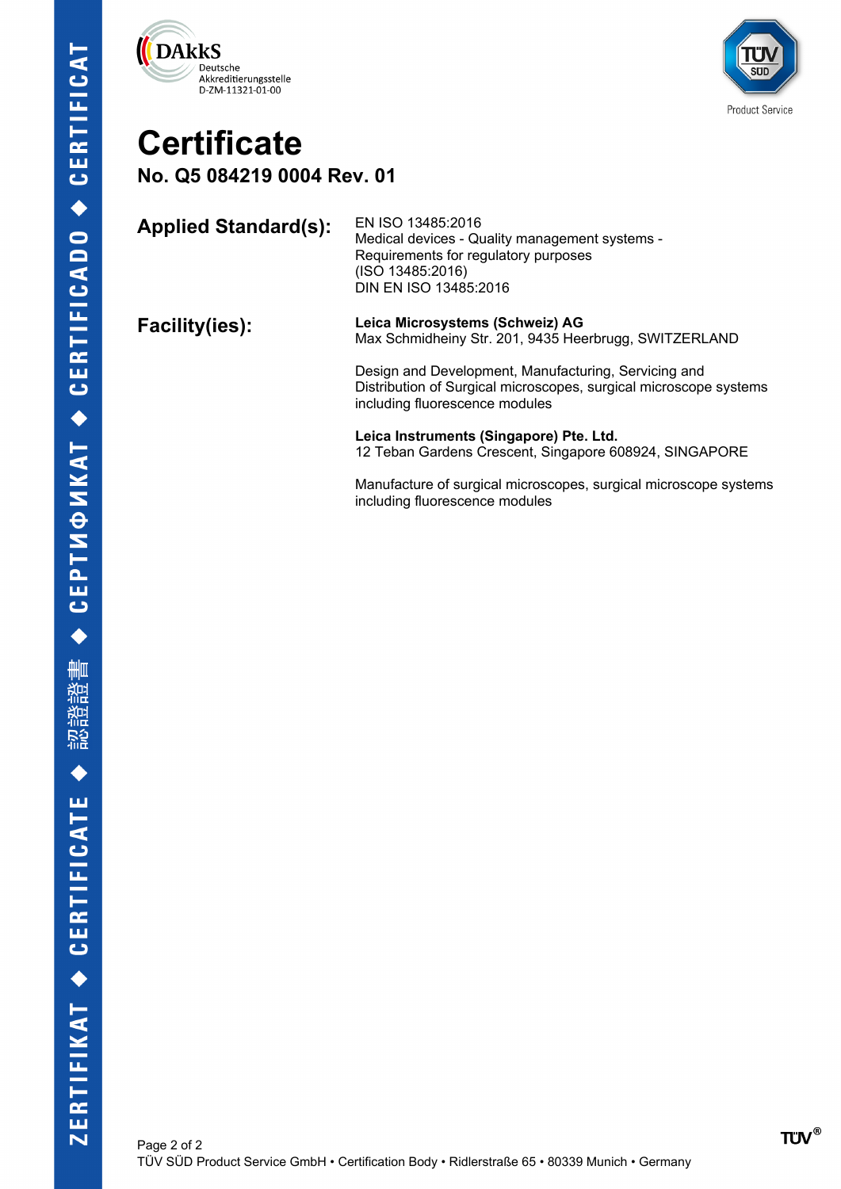DAkkS
Deutsche
Akkreditierungsstelle
D-ZM-11321-01-00

TÜV SÜD
Product Service

# Certificate

## No. Q5 084219 0004 Rev. 01

**Applied Standard(s):**

EN ISO 13485:2016
Medical devices - Quality management systems -
Requirements for regulatory purposes
(ISO 13485:2016)
DIN EN ISO 13485:2016

**Facility(ies):**

**Leica Microsystems (Schweiz) AG**
Max Schmidheiny Str. 201, 9435 Heerbrugg, SWITZERLAND

Design and Development, Manufacturing, Servicing and Distribution of Surgical microscopes, surgical microscope systems including fluorescence modules

**Leica Instruments (Singapore) Pte. Ltd.**
12 Teban Gardens Crescent, Singapore 608924, SINGAPORE

Manufacture of surgical microscopes, surgical microscope systems including fluorescence modules

TÜV SÜD Product Service GmbH • Certification Body • Ridlerstraße 65 • 80339 Munich • Germany